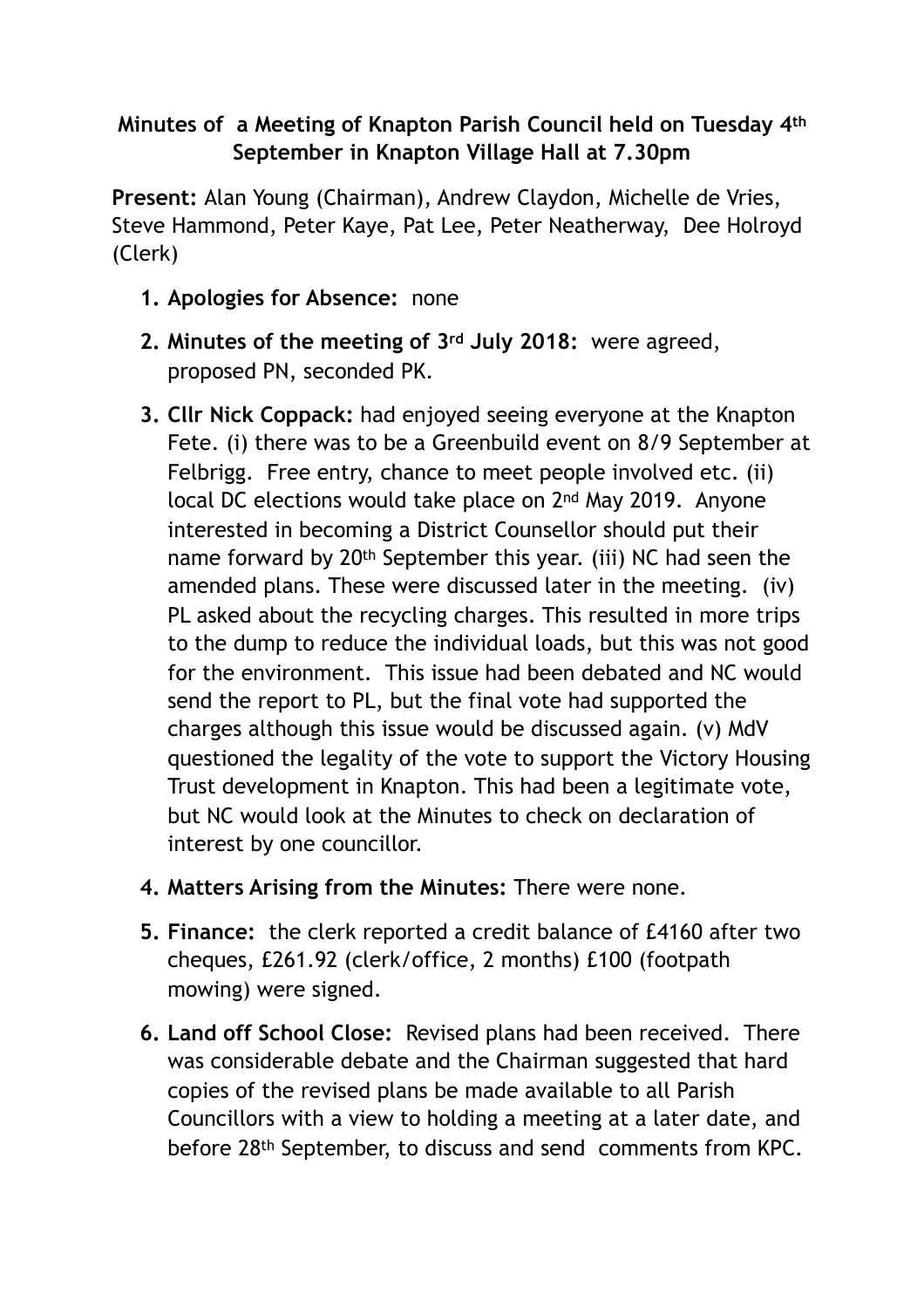**Minutes of a Meeting of Knapton Parish Council held on Tuesday 4th September in Knapton Village Hall at 7.30pm**

**Present:** Alan Young (Chairman), Andrew Claydon, Michelle de Vries, Steve Hammond, Peter Kaye, Pat Lee, Peter Neatherway, Dee Holroyd (Clerk)

1. **Apologies for Absence:** none
2. **Minutes of the meeting of 3rd July 2018:** were agreed, proposed PN, seconded PK.
3. **Cllr Nick Coppack:** had enjoyed seeing everyone at the Knapton Fete. (i) there was to be a Greenbuild event on 8/9 September at Felbrigg. Free entry, chance to meet people involved etc. (ii) local DC elections would take place on 2nd May 2019. Anyone interested in becoming a District Counsellor should put their name forward by 20th September this year. (iii) NC had seen the amended plans. These were discussed later in the meeting. (iv) PL asked about the recycling charges. This resulted in more trips to the dump to reduce the individual loads, but this was not good for the environment. This issue had been debated and NC would send the report to PL, but the final vote had supported the charges although this issue would be discussed again. (v) MdV questioned the legality of the vote to support the Victory Housing Trust development in Knapton. This had been a legitimate vote, but NC would look at the Minutes to check on declaration of interest by one councillor.
4. **Matters Arising from the Minutes:** There were none.
5. **Finance:** the clerk reported a credit balance of £4160 after two cheques, £261.92 (clerk/office, 2 months) £100 (footpath mowing) were signed.
6. **Land off School Close:** Revised plans had been received. There was considerable debate and the Chairman suggested that hard copies of the revised plans be made available to all Parish Councillors with a view to holding a meeting at a later date, and before 28th September, to discuss and send comments from KPC.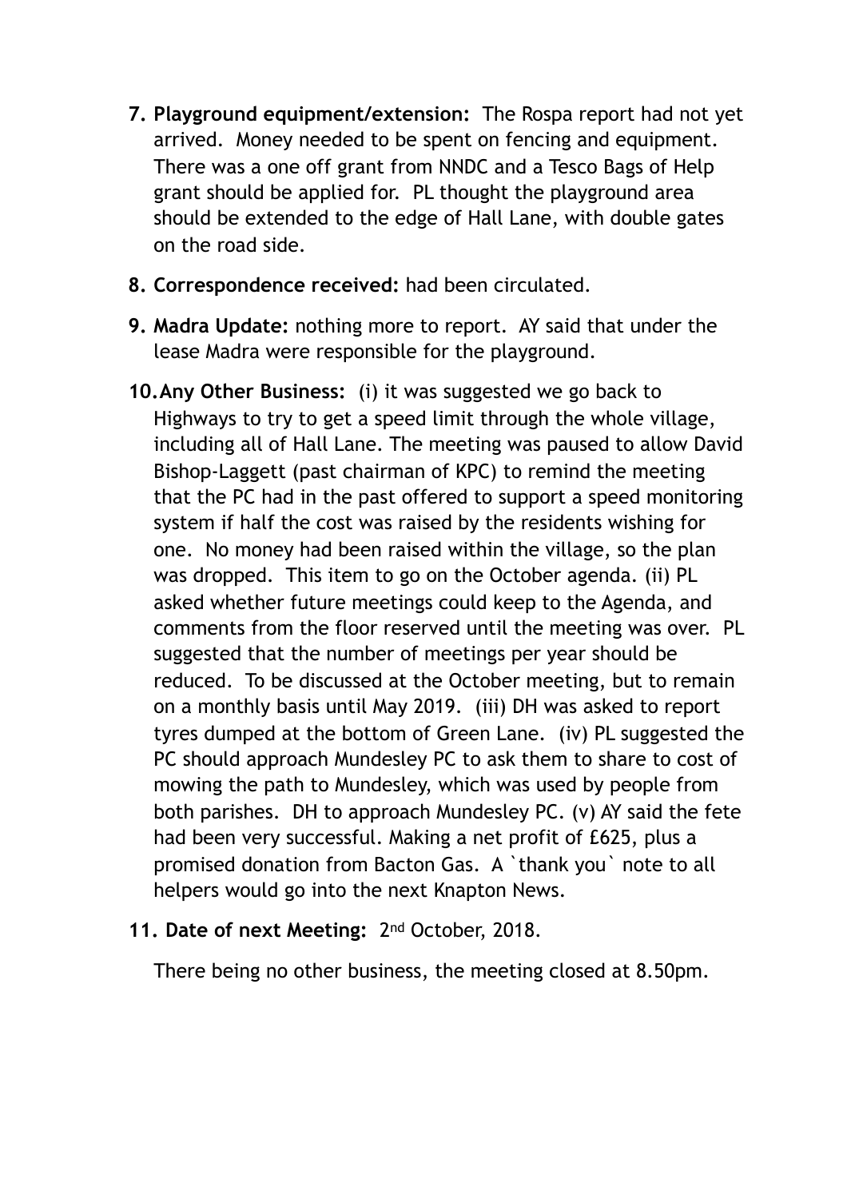7. **Playground equipment/extension:** The Rospa report had not yet arrived. Money needed to be spent on fencing and equipment. There was a one off grant from NNDC and a Tesco Bags of Help grant should be applied for. PL thought the playground area should be extended to the edge of Hall Lane, with double gates on the road side.

8. **Correspondence received:** had been circulated.

9. **Madra Update:** nothing more to report. AY said that under the lease Madra were responsible for the playground.

10. **Any Other Business:** (i) it was suggested we go back to Highways to try to get a speed limit through the whole village, including all of Hall Lane. The meeting was paused to allow David Bishop-Laggett (past chairman of KPC) to remind the meeting that the PC had in the past offered to support a speed monitoring system if half the cost was raised by the residents wishing for one. No money had been raised within the village, so the plan was dropped. This item to go on the October agenda. (ii) PL asked whether future meetings could keep to the Agenda, and comments from the floor reserved until the meeting was over. PL suggested that the number of meetings per year should be reduced. To be discussed at the October meeting, but to remain on a monthly basis until May 2019. (iii) DH was asked to report tyres dumped at the bottom of Green Lane. (iv) PL suggested the PC should approach Mundesley PC to ask them to share to cost of mowing the path to Mundesley, which was used by people from both parishes. DH to approach Mundesley PC. (v) AY said the fete had been very successful. Making a net profit of £625, plus a promised donation from Bacton Gas. A `thank you` note to all helpers would go into the next Knapton News.

11. **Date of next Meeting:** 2nd October, 2018.

There being no other business, the meeting closed at 8.50pm.